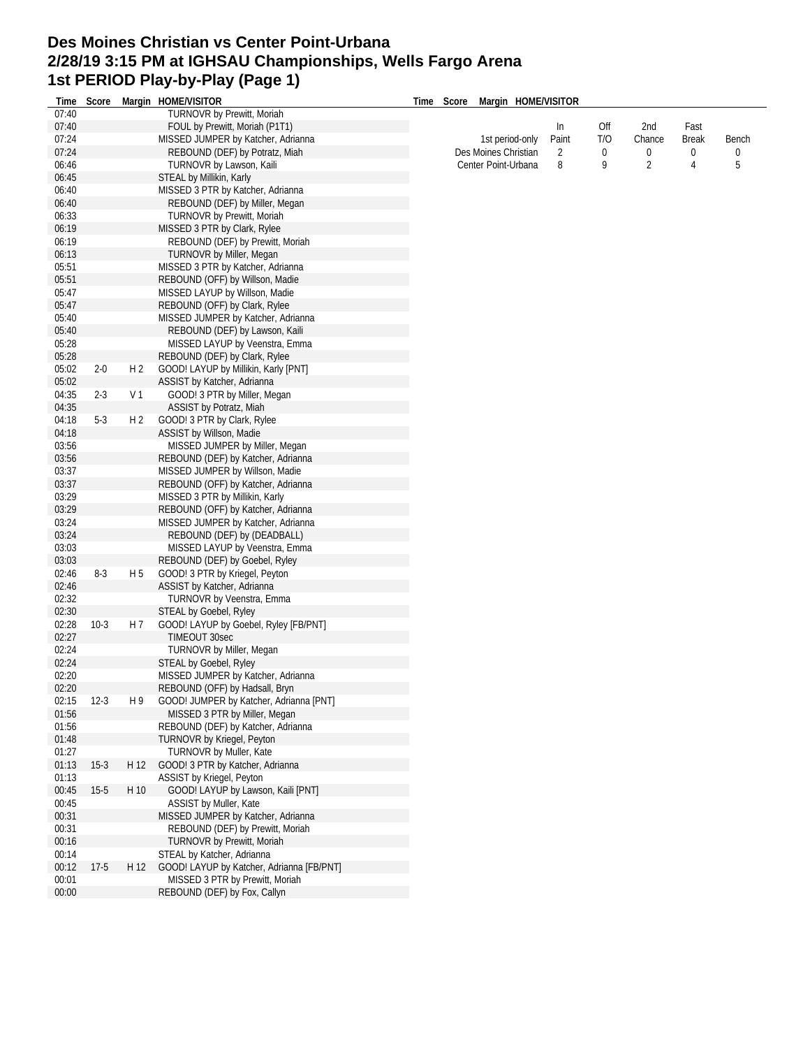# Des Moines Christian vs Center Point-Urbana
## 2/28/19 3:15 PM at IGHSAU Championships, Wells Fargo Arena
## 1st PERIOD Play-by-Play (Page 1)

| Time | Score | Margin | HOME/VISITOR |
|---|---|---|---|
| 07:40 | | | TURNOVR by Prewitt, Moriah |
| 07:40 | | | FOUL by Prewitt, Moriah (P1T1) |
| 07:24 | | | MISSED JUMPER by Katcher, Adrianna |
| 07:24 | | | REBOUND (DEF) by Potratz, Miah |
| 06:46 | | | TURNOVR by Lawson, Kaili |
| 06:45 | | | STEAL by Millikin, Karly |
| 06:40 | | | MISSED 3 PTR by Katcher, Adrianna |
| 06:40 | | | REBOUND (DEF) by Miller, Megan |
| 06:33 | | | TURNOVR by Prewitt, Moriah |
| 06:19 | | | MISSED 3 PTR by Clark, Rylee |
| 06:19 | | | REBOUND (DEF) by Prewitt, Moriah |
| 06:13 | | | TURNOVR by Miller, Megan |
| 05:51 | | | MISSED 3 PTR by Katcher, Adrianna |
| 05:51 | | | REBOUND (OFF) by Willson, Madie |
| 05:47 | | | MISSED LAYUP by Willson, Madie |
| 05:47 | | | REBOUND (OFF) by Clark, Rylee |
| 05:40 | | | MISSED JUMPER by Katcher, Adrianna |
| 05:40 | | | REBOUND (DEF) by Lawson, Kaili |
| 05:28 | | | MISSED LAYUP by Veenstra, Emma |
| 05:28 | | | REBOUND (DEF) by Clark, Rylee |
| 05:02 | 2-0 | H 2 | GOOD! LAYUP by Millikin, Karly [PNT] |
| 05:02 | | | ASSIST by Katcher, Adrianna |
| 04:35 | 2-3 | V 1 | GOOD! 3 PTR by Miller, Megan |
| 04:35 | | | ASSIST by Potratz, Miah |
| 04:18 | 5-3 | H 2 | GOOD! 3 PTR by Clark, Rylee |
| 04:18 | | | ASSIST by Willson, Madie |
| 03:56 | | | MISSED JUMPER by Miller, Megan |
| 03:56 | | | REBOUND (DEF) by Katcher, Adrianna |
| 03:37 | | | MISSED JUMPER by Willson, Madie |
| 03:37 | | | REBOUND (OFF) by Katcher, Adrianna |
| 03:29 | | | MISSED 3 PTR by Millikin, Karly |
| 03:29 | | | REBOUND (OFF) by Katcher, Adrianna |
| 03:24 | | | MISSED JUMPER by Katcher, Adrianna |
| 03:24 | | | REBOUND (DEF) by (DEADBALL) |
| 03:03 | | | MISSED LAYUP by Veenstra, Emma |
| 03:03 | | | REBOUND (DEF) by Goebel, Ryley |
| 02:46 | 8-3 | H 5 | GOOD! 3 PTR by Kriegel, Peyton |
| 02:46 | | | ASSIST by Katcher, Adrianna |
| 02:32 | | | TURNOVR by Veenstra, Emma |
| 02:30 | | | STEAL by Goebel, Ryley |
| 02:28 | 10-3 | H 7 | GOOD! LAYUP by Goebel, Ryley [FB/PNT] |
| 02:27 | | | TIMEOUT 30sec |
| 02:24 | | | TURNOVR by Miller, Megan |
| 02:24 | | | STEAL by Goebel, Ryley |
| 02:20 | | | MISSED JUMPER by Katcher, Adrianna |
| 02:20 | | | REBOUND (OFF) by Hadsall, Bryn |
| 02:15 | 12-3 | H 9 | GOOD! JUMPER by Katcher, Adrianna [PNT] |
| 01:56 | | | MISSED 3 PTR by Miller, Megan |
| 01:56 | | | REBOUND (DEF) by Katcher, Adrianna |
| 01:48 | | | TURNOVR by Kriegel, Peyton |
| 01:27 | | | TURNOVR by Muller, Kate |
| 01:13 | 15-3 | H 12 | GOOD! 3 PTR by Katcher, Adrianna |
| 01:13 | | | ASSIST by Kriegel, Peyton |
| 00:45 | 15-5 | H 10 | GOOD! LAYUP by Lawson, Kaili [PNT] |
| 00:45 | | | ASSIST by Muller, Kate |
| 00:31 | | | MISSED JUMPER by Katcher, Adrianna |
| 00:31 | | | REBOUND (DEF) by Prewitt, Moriah |
| 00:16 | | | TURNOVR by Prewitt, Moriah |
| 00:14 | | | STEAL by Katcher, Adrianna |
| 00:12 | 17-5 | H 12 | GOOD! LAYUP by Katcher, Adrianna [FB/PNT] |
| 00:01 | | | MISSED 3 PTR by Prewitt, Moriah |
| 00:00 | | | REBOUND (DEF) by Fox, Callyn |

| 1st period-only | In Paint | Off T/O | 2nd Chance | Fast Break | Bench |
|---|---|---|---|---|---|
| Des Moines Christian | 2 | 0 | 0 | 0 | 0 |
| Center Point-Urbana | 8 | 9 | 2 | 4 | 5 |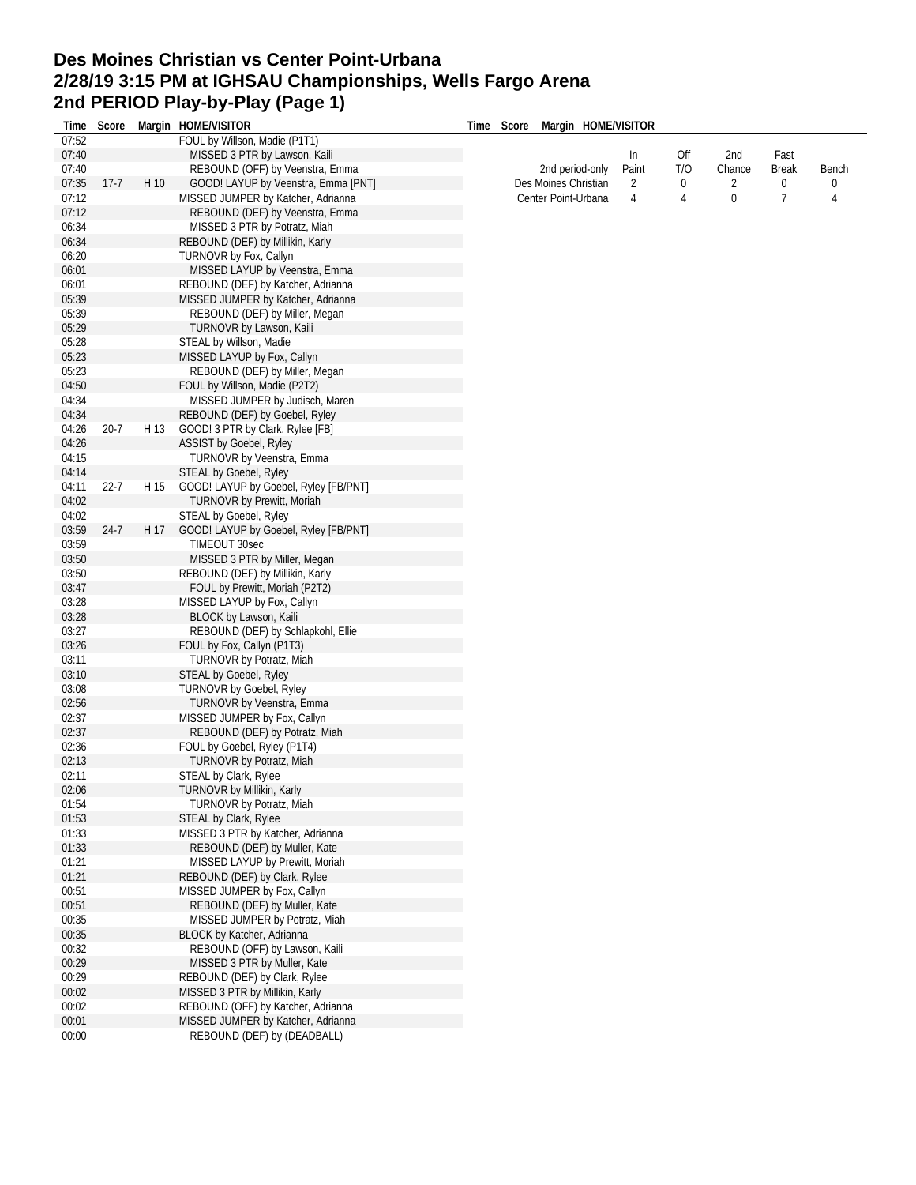# Des Moines Christian vs Center Point-Urbana
# 2/28/19 3:15 PM at IGHSAU Championships, Wells Fargo Arena
# 2nd PERIOD Play-by-Play (Page 1)

| Time | Score | Margin | HOME/VISITOR |
|---|---|---|---|
| 07:52 | | | FOUL by Willson, Madie (P1T1) |
| 07:40 | | | MISSED 3 PTR by Lawson, Kaili |
| 07:40 | | | REBOUND (OFF) by Veenstra, Emma |
| 07:35 | 17-7 | H 10 | GOOD! LAYUP by Veenstra, Emma [PNT] |
| 07:12 | | | MISSED JUMPER by Katcher, Adrianna |
| 07:12 | | | REBOUND (DEF) by Veenstra, Emma |
| 06:34 | | | MISSED 3 PTR by Potratz, Miah |
| 06:34 | | | REBOUND (DEF) by Millikin, Karly |
| 06:20 | | | TURNOVR by Fox, Callyn |
| 06:01 | | | MISSED LAYUP by Veenstra, Emma |
| 06:01 | | | REBOUND (DEF) by Katcher, Adrianna |
| 05:39 | | | MISSED JUMPER by Katcher, Adrianna |
| 05:39 | | | REBOUND (DEF) by Miller, Megan |
| 05:29 | | | TURNOVR by Lawson, Kaili |
| 05:28 | | | STEAL by Willson, Madie |
| 05:23 | | | MISSED LAYUP by Fox, Callyn |
| 05:23 | | | REBOUND (DEF) by Miller, Megan |
| 04:50 | | | FOUL by Willson, Madie (P2T2) |
| 04:34 | | | MISSED JUMPER by Judisch, Maren |
| 04:34 | | | REBOUND (DEF) by Goebel, Ryley |
| 04:26 | 20-7 | H 13 | GOOD! 3 PTR by Clark, Rylee [FB] |
| 04:26 | | | ASSIST by Goebel, Ryley |
| 04:15 | | | TURNOVR by Veenstra, Emma |
| 04:14 | | | STEAL by Goebel, Ryley |
| 04:11 | 22-7 | H 15 | GOOD! LAYUP by Goebel, Ryley [FB/PNT] |
| 04:02 | | | TURNOVR by Prewitt, Moriah |
| 04:02 | | | STEAL by Goebel, Ryley |
| 03:59 | 24-7 | H 17 | GOOD! LAYUP by Goebel, Ryley [FB/PNT] |
| 03:59 | | | TIMEOUT 30sec |
| 03:50 | | | MISSED 3 PTR by Miller, Megan |
| 03:50 | | | REBOUND (DEF) by Millikin, Karly |
| 03:47 | | | FOUL by Prewitt, Moriah (P2T2) |
| 03:28 | | | MISSED LAYUP by Fox, Callyn |
| 03:28 | | | BLOCK by Lawson, Kaili |
| 03:27 | | | REBOUND (DEF) by Schlapkohl, Ellie |
| 03:26 | | | FOUL by Fox, Callyn (P1T3) |
| 03:11 | | | TURNOVR by Potratz, Miah |
| 03:10 | | | STEAL by Goebel, Ryley |
| 03:08 | | | TURNOVR by Goebel, Ryley |
| 02:56 | | | TURNOVR by Veenstra, Emma |
| 02:37 | | | MISSED JUMPER by Fox, Callyn |
| 02:37 | | | REBOUND (DEF) by Potratz, Miah |
| 02:36 | | | FOUL by Goebel, Ryley (P1T4) |
| 02:13 | | | TURNOVR by Potratz, Miah |
| 02:11 | | | STEAL by Clark, Rylee |
| 02:06 | | | TURNOVR by Millikin, Karly |
| 01:54 | | | TURNOVR by Potratz, Miah |
| 01:53 | | | STEAL by Clark, Rylee |
| 01:33 | | | MISSED 3 PTR by Katcher, Adrianna |
| 01:33 | | | REBOUND (DEF) by Muller, Kate |
| 01:21 | | | MISSED LAYUP by Prewitt, Moriah |
| 01:21 | | | REBOUND (DEF) by Clark, Rylee |
| 00:51 | | | MISSED JUMPER by Fox, Callyn |
| 00:51 | | | REBOUND (DEF) by Muller, Kate |
| 00:35 | | | MISSED JUMPER by Potratz, Miah |
| 00:35 | | | BLOCK by Katcher, Adrianna |
| 00:32 | | | REBOUND (OFF) by Lawson, Kaili |
| 00:29 | | | MISSED 3 PTR by Muller, Kate |
| 00:29 | | | REBOUND (DEF) by Clark, Rylee |
| 00:02 | | | MISSED 3 PTR by Millikin, Karly |
| 00:02 | | | REBOUND (OFF) by Katcher, Adrianna |
| 00:01 | | | MISSED JUMPER by Katcher, Adrianna |
| 00:00 | | | REBOUND (DEF) by (DEADBALL) |

| 2nd period-only | In Paint | Off T/O | 2nd Chance | Fast Break | Bench |
|---|---|---|---|---|---|
| Des Moines Christian | 2 | 0 | 2 | 0 | 0 |
| Center Point-Urbana | 4 | 4 | 0 | 7 | 4 |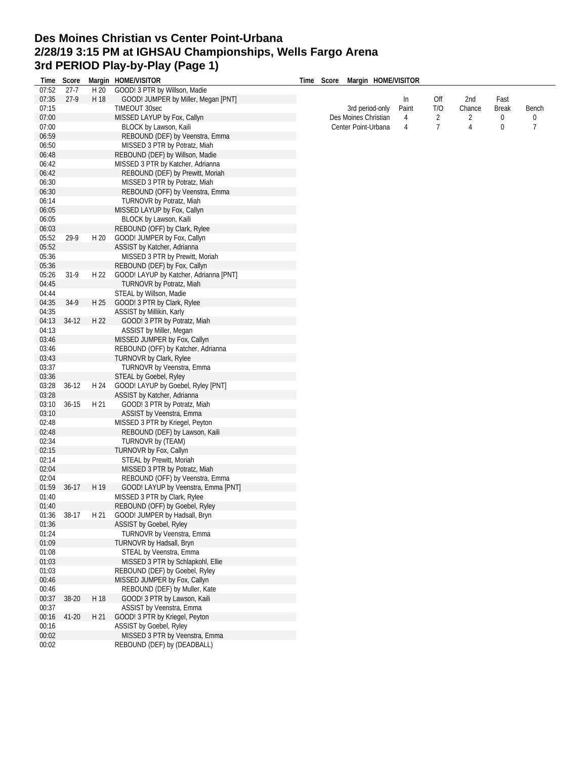# Des Moines Christian vs Center Point-Urbana
## 2/28/19 3:15 PM at IGHSAU Championships, Wells Fargo Arena
## 3rd PERIOD Play-by-Play (Page 1)

| Time | Score | Margin | HOME/VISITOR |
|---|---|---|---|
| 07:52 | 27-7 | H 20 | GOOD! 3 PTR by Willson, Madie |
| 07:35 | 27-9 | H 18 | GOOD! JUMPER by Miller, Megan [PNT] |
| 07:15 | | | TIMEOUT 30sec |
| 07:00 | | | MISSED LAYUP by Fox, Callyn |
| 07:00 | | | BLOCK by Lawson, Kaili |
| 06:59 | | | REBOUND (DEF) by Veenstra, Emma |
| 06:50 | | | MISSED 3 PTR by Potratz, Miah |
| 06:48 | | | REBOUND (DEF) by Willson, Madie |
| 06:42 | | | MISSED 3 PTR by Katcher, Adrianna |
| 06:42 | | | REBOUND (DEF) by Prewitt, Moriah |
| 06:30 | | | MISSED 3 PTR by Potratz, Miah |
| 06:30 | | | REBOUND (OFF) by Veenstra, Emma |
| 06:14 | | | TURNOVR by Potratz, Miah |
| 06:05 | | | MISSED LAYUP by Fox, Callyn |
| 06:05 | | | BLOCK by Lawson, Kaili |
| 06:03 | | | REBOUND (OFF) by Clark, Rylee |
| 05:52 | 29-9 | H 20 | GOOD! JUMPER by Fox, Callyn |
| 05:52 | | | ASSIST by Katcher, Adrianna |
| 05:36 | | | MISSED 3 PTR by Prewitt, Moriah |
| 05:36 | | | REBOUND (DEF) by Fox, Callyn |
| 05:26 | 31-9 | H 22 | GOOD! LAYUP by Katcher, Adrianna [PNT] |
| 04:45 | | | TURNOVR by Potratz, Miah |
| 04:44 | | | STEAL by Willson, Madie |
| 04:35 | 34-9 | H 25 | GOOD! 3 PTR by Clark, Rylee |
| 04:35 | | | ASSIST by Millikin, Karly |
| 04:13 | 34-12 | H 22 | GOOD! 3 PTR by Potratz, Miah |
| 04:13 | | | ASSIST by Miller, Megan |
| 03:46 | | | MISSED JUMPER by Fox, Callyn |
| 03:46 | | | REBOUND (OFF) by Katcher, Adrianna |
| 03:43 | | | TURNOVR by Clark, Rylee |
| 03:37 | | | TURNOVR by Veenstra, Emma |
| 03:36 | | | STEAL by Goebel, Ryley |
| 03:28 | 36-12 | H 24 | GOOD! LAYUP by Goebel, Ryley [PNT] |
| 03:28 | | | ASSIST by Katcher, Adrianna |
| 03:10 | 36-15 | H 21 | GOOD! 3 PTR by Potratz, Miah |
| 03:10 | | | ASSIST by Veenstra, Emma |
| 02:48 | | | MISSED 3 PTR by Kriegel, Peyton |
| 02:48 | | | REBOUND (DEF) by Lawson, Kaili |
| 02:34 | | | TURNOVR by (TEAM) |
| 02:15 | | | TURNOVR by Fox, Callyn |
| 02:14 | | | STEAL by Prewitt, Moriah |
| 02:04 | | | MISSED 3 PTR by Potratz, Miah |
| 02:04 | | | REBOUND (OFF) by Veenstra, Emma |
| 01:59 | 36-17 | H 19 | GOOD! LAYUP by Veenstra, Emma [PNT] |
| 01:40 | | | MISSED 3 PTR by Clark, Rylee |
| 01:40 | | | REBOUND (OFF) by Goebel, Ryley |
| 01:36 | 38-17 | H 21 | GOOD! JUMPER by Hadsall, Bryn |
| 01:36 | | | ASSIST by Goebel, Ryley |
| 01:24 | | | TURNOVR by Veenstra, Emma |
| 01:09 | | | TURNOVR by Hadsall, Bryn |
| 01:08 | | | STEAL by Veenstra, Emma |
| 01:03 | | | MISSED 3 PTR by Schlapkohl, Ellie |
| 01:03 | | | REBOUND (DEF) by Goebel, Ryley |
| 00:46 | | | MISSED JUMPER by Fox, Callyn |
| 00:46 | | | REBOUND (DEF) by Muller, Kate |
| 00:37 | 38-20 | H 18 | GOOD! 3 PTR by Lawson, Kaili |
| 00:37 | | | ASSIST by Veenstra, Emma |
| 00:16 | 41-20 | H 21 | GOOD! 3 PTR by Kriegel, Peyton |
| 00:16 | | | ASSIST by Goebel, Ryley |
| 00:02 | | | MISSED 3 PTR by Veenstra, Emma |
| 00:02 | | | REBOUND (DEF) by (DEADBALL) |

| 3rd period-only | In Paint | Off T/O | 2nd Chance | Fast Break | Bench |
|---|---|---|---|---|---|
| Des Moines Christian | 4 | 2 | 2 | 0 | 0 |
| Center Point-Urbana | 4 | 7 | 4 | 0 | 7 |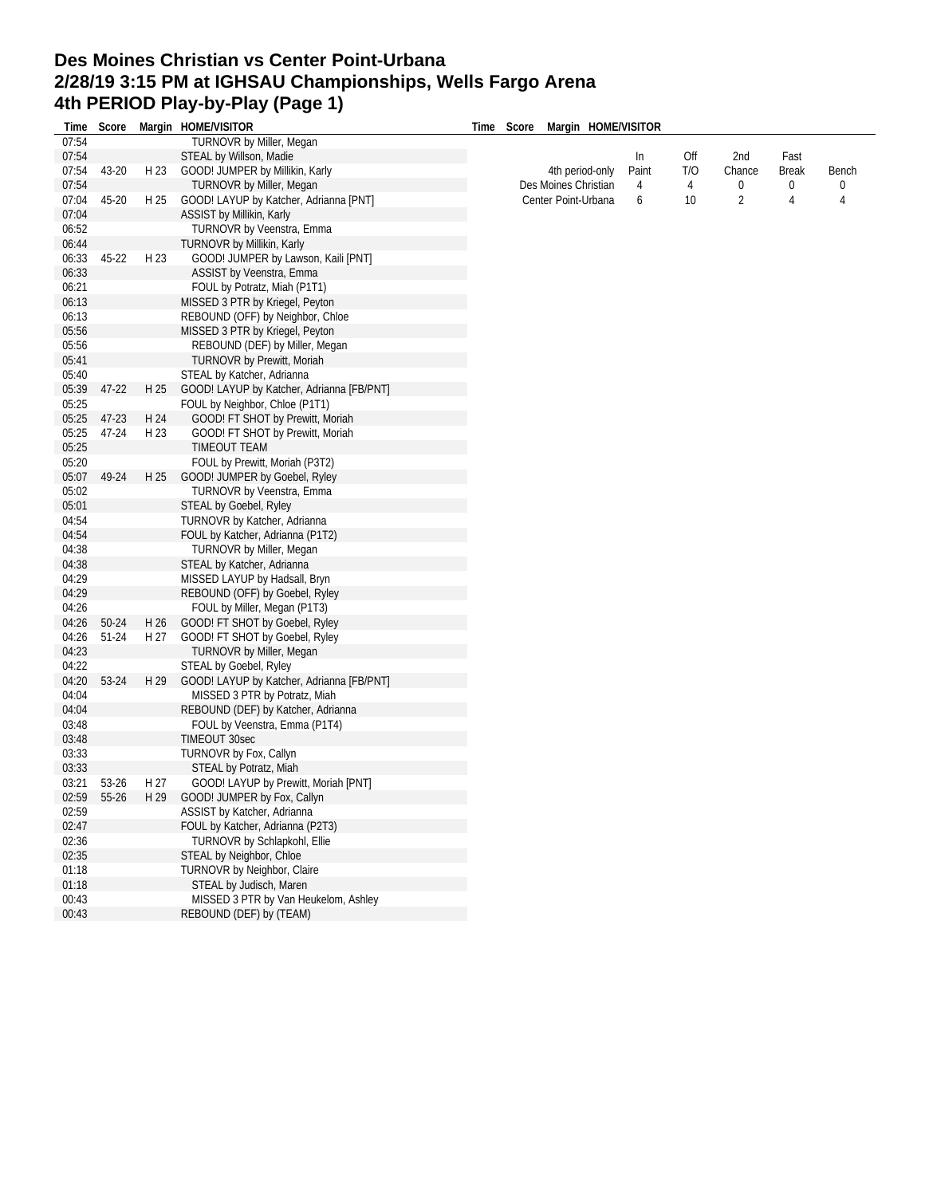# Des Moines Christian vs Center Point-Urbana
# 2/28/19 3:15 PM at IGHSAU Championships, Wells Fargo Arena
# 4th PERIOD Play-by-Play (Page 1)

| Time | Score | Margin | HOME/VISITOR |
|---|---|---|---|
| 07:54 | | | TURNOVR by Miller, Megan |
| 07:54 | | | STEAL by Willson, Madie |
| 07:54 | 43-20 | H 23 | GOOD! JUMPER by Millikin, Karly |
| 07:54 | | | TURNOVR by Miller, Megan |
| 07:04 | 45-20 | H 25 | GOOD! LAYUP by Katcher, Adrianna [PNT] |
| 07:04 | | | ASSIST by Millikin, Karly |
| 06:52 | | | TURNOVR by Veenstra, Emma |
| 06:44 | | | TURNOVR by Millikin, Karly |
| 06:33 | 45-22 | H 23 | GOOD! JUMPER by Lawson, Kaili [PNT] |
| 06:33 | | | ASSIST by Veenstra, Emma |
| 06:21 | | | FOUL by Potratz, Miah (P1T1) |
| 06:13 | | | MISSED 3 PTR by Kriegel, Peyton |
| 06:13 | | | REBOUND (OFF) by Neighbor, Chloe |
| 05:56 | | | MISSED 3 PTR by Kriegel, Peyton |
| 05:56 | | | REBOUND (DEF) by Miller, Megan |
| 05:41 | | | TURNOVR by Prewitt, Moriah |
| 05:40 | | | STEAL by Katcher, Adrianna |
| 05:39 | 47-22 | H 25 | GOOD! LAYUP by Katcher, Adrianna [FB/PNT] |
| 05:25 | | | FOUL by Neighbor, Chloe (P1T1) |
| 05:25 | 47-23 | H 24 | GOOD! FT SHOT by Prewitt, Moriah |
| 05:25 | 47-24 | H 23 | GOOD! FT SHOT by Prewitt, Moriah |
| 05:25 | | | TIMEOUT TEAM |
| 05:20 | | | FOUL by Prewitt, Moriah (P3T2) |
| 05:07 | 49-24 | H 25 | GOOD! JUMPER by Goebel, Ryley |
| 05:02 | | | TURNOVR by Veenstra, Emma |
| 05:01 | | | STEAL by Goebel, Ryley |
| 04:54 | | | TURNOVR by Katcher, Adrianna |
| 04:54 | | | FOUL by Katcher, Adrianna (P1T2) |
| 04:38 | | | TURNOVR by Miller, Megan |
| 04:38 | | | STEAL by Katcher, Adrianna |
| 04:29 | | | MISSED LAYUP by Hadsall, Bryn |
| 04:29 | | | REBOUND (OFF) by Goebel, Ryley |
| 04:26 | | | FOUL by Miller, Megan (P1T3) |
| 04:26 | 50-24 | H 26 | GOOD! FT SHOT by Goebel, Ryley |
| 04:26 | 51-24 | H 27 | GOOD! FT SHOT by Goebel, Ryley |
| 04:23 | | | TURNOVR by Miller, Megan |
| 04:22 | | | STEAL by Goebel, Ryley |
| 04:20 | 53-24 | H 29 | GOOD! LAYUP by Katcher, Adrianna [FB/PNT] |
| 04:04 | | | MISSED 3 PTR by Potratz, Miah |
| 04:04 | | | REBOUND (DEF) by Katcher, Adrianna |
| 03:48 | | | FOUL by Veenstra, Emma (P1T4) |
| 03:48 | | | TIMEOUT 30sec |
| 03:33 | | | TURNOVR by Fox, Callyn |
| 03:33 | | | STEAL by Potratz, Miah |
| 03:21 | 53-26 | H 27 | GOOD! LAYUP by Prewitt, Moriah [PNT] |
| 02:59 | 55-26 | H 29 | GOOD! JUMPER by Fox, Callyn |
| 02:59 | | | ASSIST by Katcher, Adrianna |
| 02:47 | | | FOUL by Katcher, Adrianna (P2T3) |
| 02:36 | | | TURNOVR by Schlapkohl, Ellie |
| 02:35 | | | STEAL by Neighbor, Chloe |
| 01:18 | | | TURNOVR by Neighbor, Claire |
| 01:18 | | | STEAL by Judisch, Maren |
| 00:43 | | | MISSED 3 PTR by Van Heukelom, Ashley |
| 00:43 | | | REBOUND (DEF) by (TEAM) |

| 4th period-only | In Paint | Off T/O | 2nd Chance | Fast Break | Bench |
|---|---|---|---|---|---|
| Des Moines Christian | 4 | 4 | 0 | 0 | 0 |
| Center Point-Urbana | 6 | 10 | 2 | 4 | 4 |